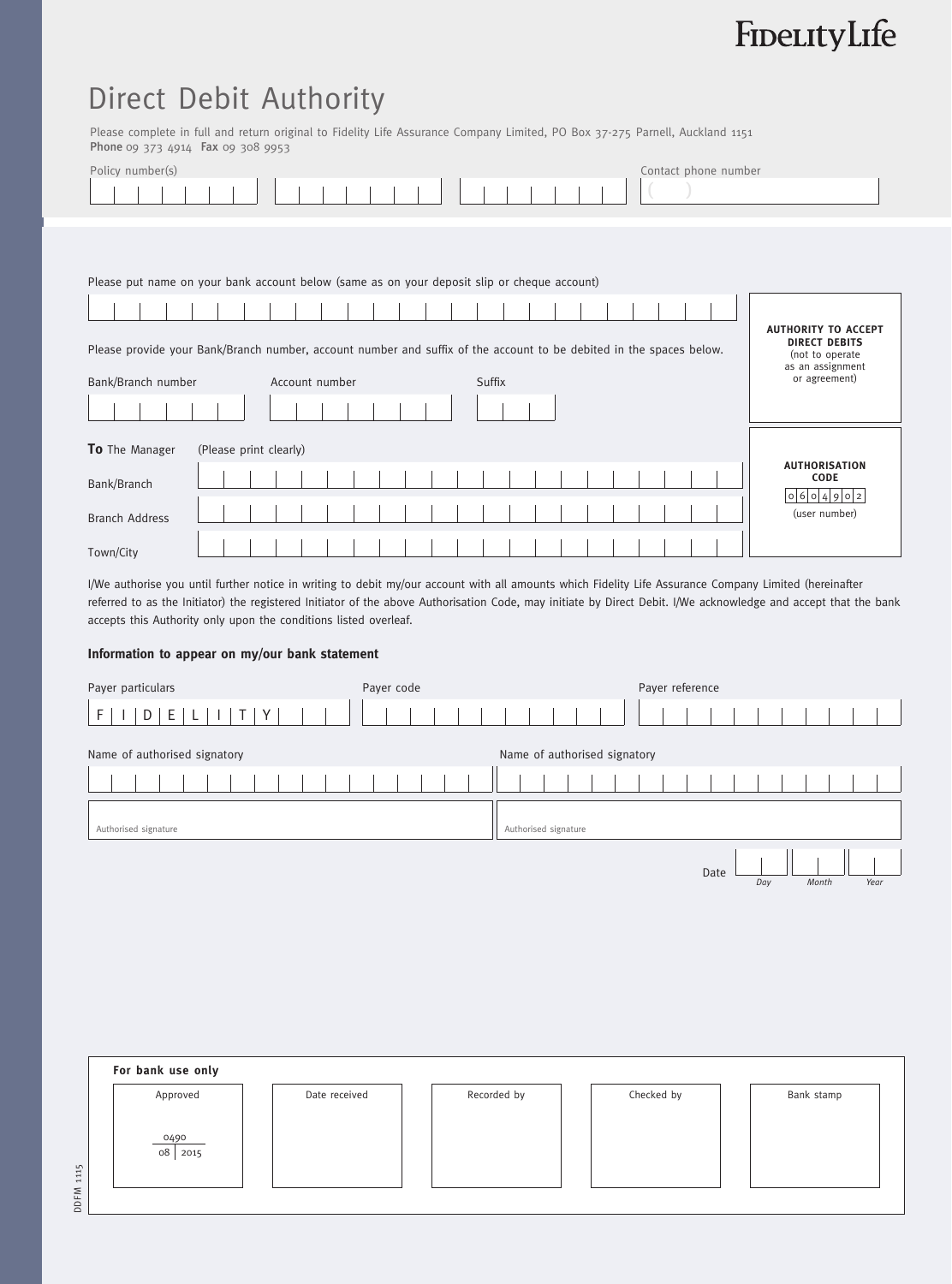FidelityLife

# Direct Debit Authority

Please complete in full and return original to Fidelity Life Assurance Company Limited, PO Box 37-275 Parnell, Auckland 1151
**Phone** 09 373 4914 **Fax** 09 308 9953

Policy number(s)

Contact phone number

( )

Please put name on your bank account below (same as on your deposit slip or cheque account)

Please provide your Bank/Branch number, account number and suffix of the account to be debited in the spaces below.

Bank/Branch number

Account number

Suffix

**AUTHORITY TO ACCEPT DIRECT DEBITS**
(not to operate as an assignment or agreement)

**To** The Manager (Please print clearly)

Bank/Branch

Branch Address

Town/City

**AUTHORISATION CODE**
0 6 0 4 9 0 2
(user number)

I/We authorise you until further notice in writing to debit my/our account with all amounts which Fidelity Life Assurance Company Limited (hereinafter referred to as the Initiator) the registered Initiator of the above Authorisation Code, may initiate by Direct Debit. I/We acknowledge and accept that the bank accepts this Authority only upon the conditions listed overleaf.

**Information to appear on my/our bank statement**

Payer particulars

F I D E L I T Y

Payer code

Payer reference

Name of authorised signatory

Authorised signature

Name of authorised signatory

Authorised signature

Date *Day* *Month* *Year*

**For bank use only**

| Approved | Date received | Recorded by | Checked by | Bank stamp |
|---|---|---|---|---|
| 0490<br>08 \| 2015 | | | | |

DDFM 1115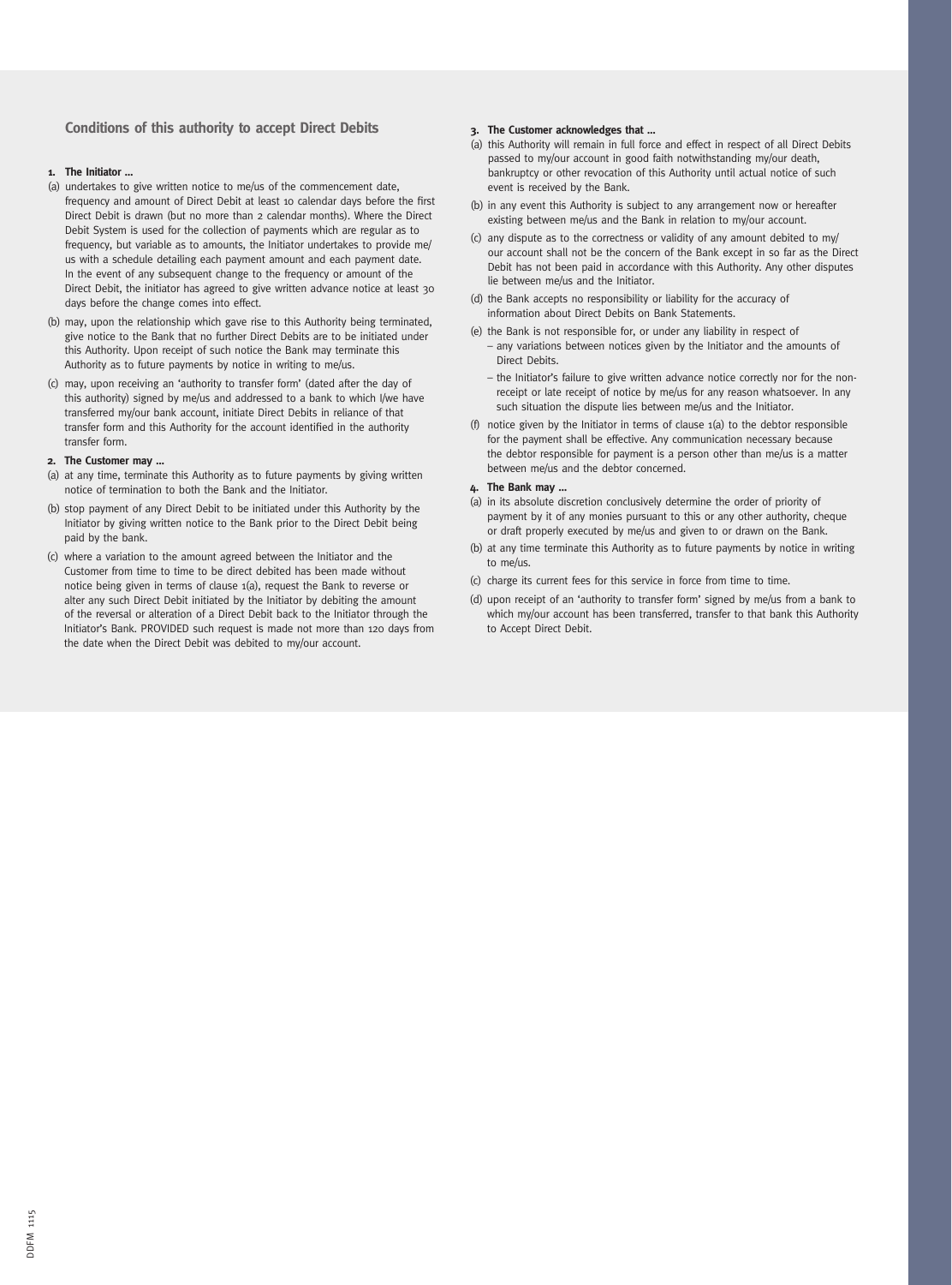## Conditions of this authority to accept Direct Debits

**1. The Initiator ...**

(a) undertakes to give written notice to me/us of the commencement date, frequency and amount of Direct Debit at least 10 calendar days before the first Direct Debit is drawn (but no more than 2 calendar months). Where the Direct Debit System is used for the collection of payments which are regular as to frequency, but variable as to amounts, the Initiator undertakes to provide me/us with a schedule detailing each payment amount and each payment date. In the event of any subsequent change to the frequency or amount of the Direct Debit, the initiator has agreed to give written advance notice at least 30 days before the change comes into effect.

(b) may, upon the relationship which gave rise to this Authority being terminated, give notice to the Bank that no further Direct Debits are to be initiated under this Authority. Upon receipt of such notice the Bank may terminate this Authority as to future payments by notice in writing to me/us.

(c) may, upon receiving an 'authority to transfer form' (dated after the day of this authority) signed by me/us and addressed to a bank to which I/we have transferred my/our bank account, initiate Direct Debits in reliance of that transfer form and this Authority for the account identified in the authority transfer form.

**2. The Customer may ...**

(a) at any time, terminate this Authority as to future payments by giving written notice of termination to both the Bank and the Initiator.

(b) stop payment of any Direct Debit to be initiated under this Authority by the Initiator by giving written notice to the Bank prior to the Direct Debit being paid by the bank.

(c) where a variation to the amount agreed between the Initiator and the Customer from time to time to be direct debited has been made without notice being given in terms of clause 1(a), request the Bank to reverse or alter any such Direct Debit initiated by the Initiator by debiting the amount of the reversal or alteration of a Direct Debit back to the Initiator through the Initiator's Bank. PROVIDED such request is made not more than 120 days from the date when the Direct Debit was debited to my/our account.

**3. The Customer acknowledges that ...**

(a) this Authority will remain in full force and effect in respect of all Direct Debits passed to my/our account in good faith notwithstanding my/our death, bankruptcy or other revocation of this Authority until actual notice of such event is received by the Bank.

(b) in any event this Authority is subject to any arrangement now or hereafter existing between me/us and the Bank in relation to my/our account.

(c) any dispute as to the correctness or validity of any amount debited to my/our account shall not be the concern of the Bank except in so far as the Direct Debit has not been paid in accordance with this Authority. Any other disputes lie between me/us and the Initiator.

(d) the Bank accepts no responsibility or liability for the accuracy of information about Direct Debits on Bank Statements.

(e) the Bank is not responsible for, or under any liability in respect of
- any variations between notices given by the Initiator and the amounts of Direct Debits.
- the Initiator's failure to give written advance notice correctly nor for the non-receipt or late receipt of notice by me/us for any reason whatsoever. In any such situation the dispute lies between me/us and the Initiator.

(f) notice given by the Initiator in terms of clause 1(a) to the debtor responsible for the payment shall be effective. Any communication necessary because the debtor responsible for payment is a person other than me/us is a matter between me/us and the debtor concerned.

**4. The Bank may ...**

(a) in its absolute discretion conclusively determine the order of priority of payment by it of any monies pursuant to this or any other authority, cheque or draft properly executed by me/us and given to or drawn on the Bank.

(b) at any time terminate this Authority as to future payments by notice in writing to me/us.

(c) charge its current fees for this service in force from time to time.

(d) upon receipt of an 'authority to transfer form' signed by me/us from a bank to which my/our account has been transferred, transfer to that bank this Authority to Accept Direct Debit.

DDFM 1115